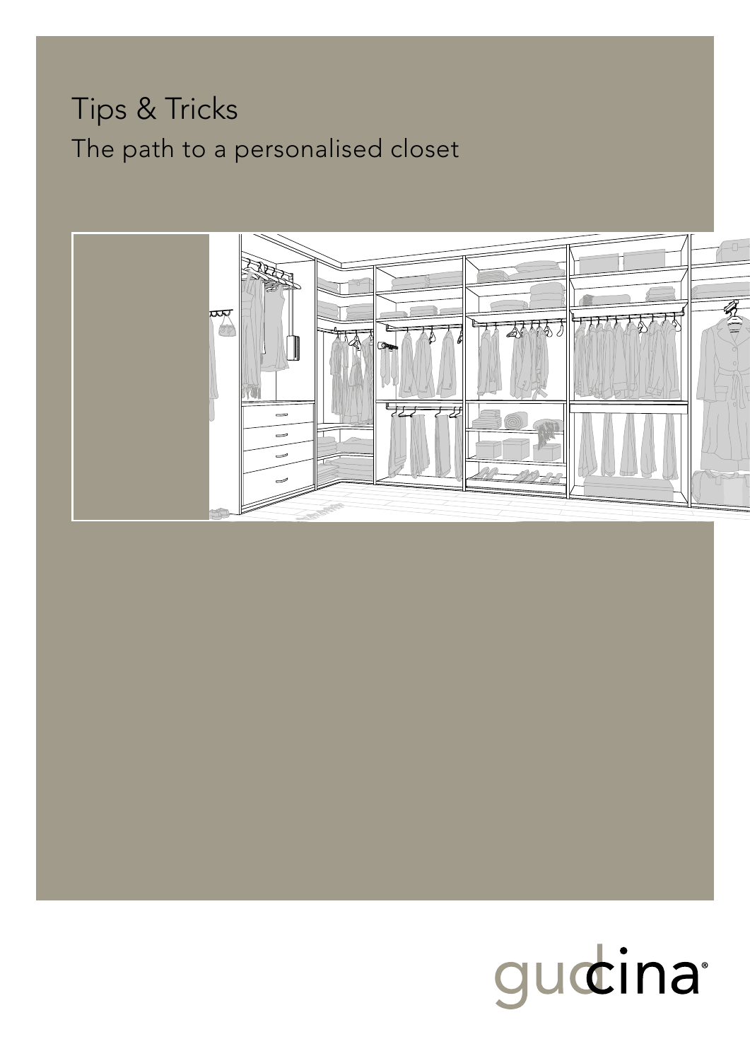# Tips & Tricks

## The path to a personalised closet

gudcina®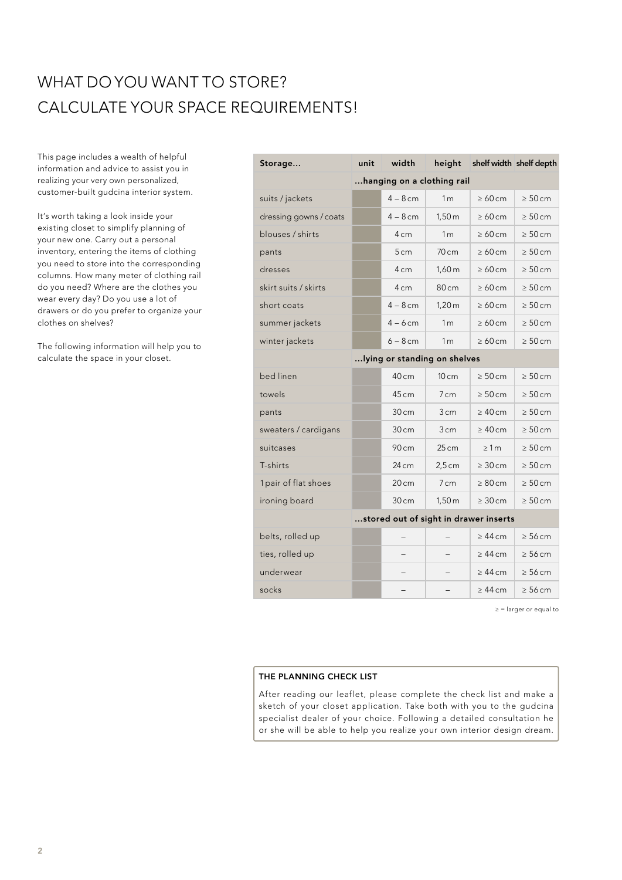# WHAT DO YOU WANT TO STORE?
# CALCULATE YOUR SPACE REQUIREMENTS!

This page includes a wealth of helpful information and advice to assist you in realizing your very own personalized, customer-built gudcina interior system.

It's worth taking a look inside your existing closet to simplify planning of your new one. Carry out a personal inventory, entering the items of clothing you need to store into the corresponding columns. How many meter of clothing rail do you need? Where are the clothes you wear every day? Do you use a lot of drawers or do you prefer to organize your clothes on shelves?

The following information will help you to calculate the space in your closet.

| Storage... | unit | width | height | shelf width | shelf depth |
|---|---|---|---|---|---|
| | ...hanging on a clothing rail | | | | |
| suits / jackets | | 4 – 8 cm | 1 m | ≥ 60 cm | ≥ 50 cm |
| dressing gowns / coats | | 4 – 8 cm | 1,50 m | ≥ 60 cm | ≥ 50 cm |
| blouses / shirts | | 4 cm | 1 m | ≥ 60 cm | ≥ 50 cm |
| pants | | 5 cm | 70 cm | ≥ 60 cm | ≥ 50 cm |
| dresses | | 4 cm | 1,60 m | ≥ 60 cm | ≥ 50 cm |
| skirt suits / skirts | | 4 cm | 80 cm | ≥ 60 cm | ≥ 50 cm |
| short coats | | 4 – 8 cm | 1,20 m | ≥ 60 cm | ≥ 50 cm |
| summer jackets | | 4 – 6 cm | 1 m | ≥ 60 cm | ≥ 50 cm |
| winter jackets | | 6 – 8 cm | 1 m | ≥ 60 cm | ≥ 50 cm |
| | ...lying or standing on shelves | | | | |
| bed linen | | 40 cm | 10 cm | ≥ 50 cm | ≥ 50 cm |
| towels | | 45 cm | 7 cm | ≥ 50 cm | ≥ 50 cm |
| pants | | 30 cm | 3 cm | ≥ 40 cm | ≥ 50 cm |
| sweaters / cardigans | | 30 cm | 3 cm | ≥ 40 cm | ≥ 50 cm |
| suitcases | | 90 cm | 25 cm | ≥ 1 m | ≥ 50 cm |
| T-shirts | | 24 cm | 2,5 cm | ≥ 30 cm | ≥ 50 cm |
| 1 pair of flat shoes | | 20 cm | 7 cm | ≥ 80 cm | ≥ 50 cm |
| ironing board | | 30 cm | 1,50 m | ≥ 30 cm | ≥ 50 cm |
| | ...stored out of sight in drawer inserts | | | | |
| belts, rolled up | | – | – | ≥ 44 cm | ≥ 56 cm |
| ties, rolled up | | – | – | ≥ 44 cm | ≥ 56 cm |
| underwear | | – | – | ≥ 44 cm | ≥ 56 cm |
| socks | | – | – | ≥ 44 cm | ≥ 56 cm |

≥ = larger or equal to

**THE PLANNING CHECK LIST**

After reading our leaflet, please complete the check list and make a sketch of your closet application. Take both with you to the gudcina specialist dealer of your choice. Following a detailed consultation he or she will be able to help you realize your own interior design dream.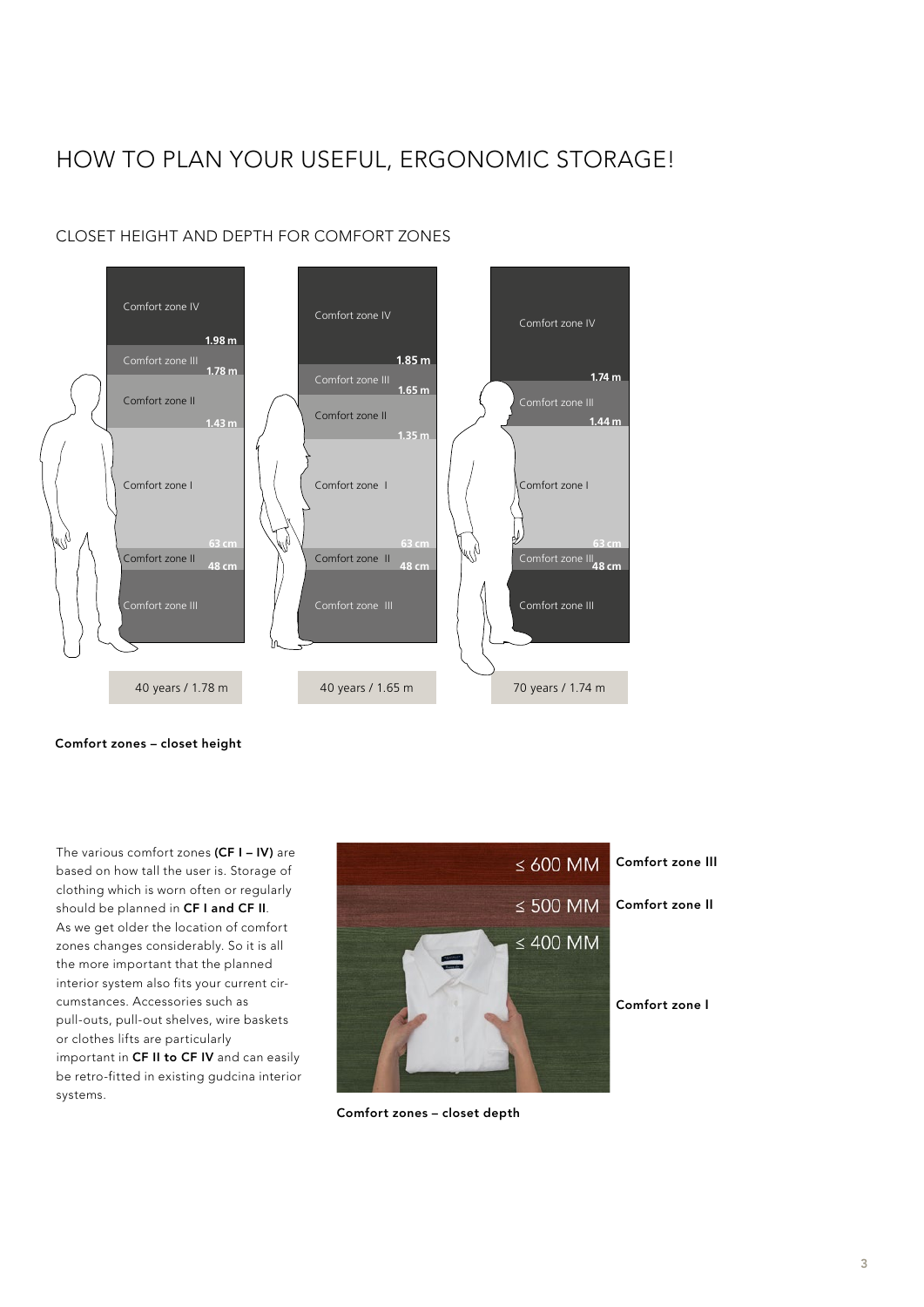# HOW TO PLAN YOUR USEFUL, ERGONOMIC STORAGE!

## CLOSET HEIGHT AND DEPTH FOR COMFORT ZONES

| 40 years / 1.78 m | 40 years / 1.65 m | 70 years / 1.74 m |
| --- | --- | --- |
| Comfort zone IV | Comfort zone IV | Comfort zone IV |
| 1.98 m | 1.85 m | 1.74 m |
| Comfort zone III | Comfort zone III | Comfort zone III |
| 1.78 m | 1.65 m | 1.44 m |
| Comfort zone II | Comfort zone II | |
| 1.43 m | 1.35 m | |
| Comfort zone I | Comfort zone I | Comfort zone I |
| 63 cm | 63 cm | 63 cm |
| Comfort zone II | Comfort zone II | Comfort zone III |
| 48 cm | 48 cm | 48 cm |
| Comfort zone III | Comfort zone III | Comfort zone III |

**Comfort zones – closet height**

The various comfort zones **(CF I – IV)** are based on how tall the user is. Storage of clothing which is worn often or regularly should be planned in **CF I and CF II**. As we get older the location of comfort zones changes considerably. So it is all the more important that the planned interior system also fits your current circumstances. Accessories such as pull-outs, pull-out shelves, wire baskets or clothes lifts are particularly important in **CF II to CF IV** and can easily be retro-fitted in existing gudcina interior systems.

| Depth | Zone |
| --- | --- |
| ≤ 600 MM | **Comfort zone III** |
| ≤ 500 MM | **Comfort zone II** |
| ≤ 400 MM | **Comfort zone I** |

**Comfort zones – closet depth**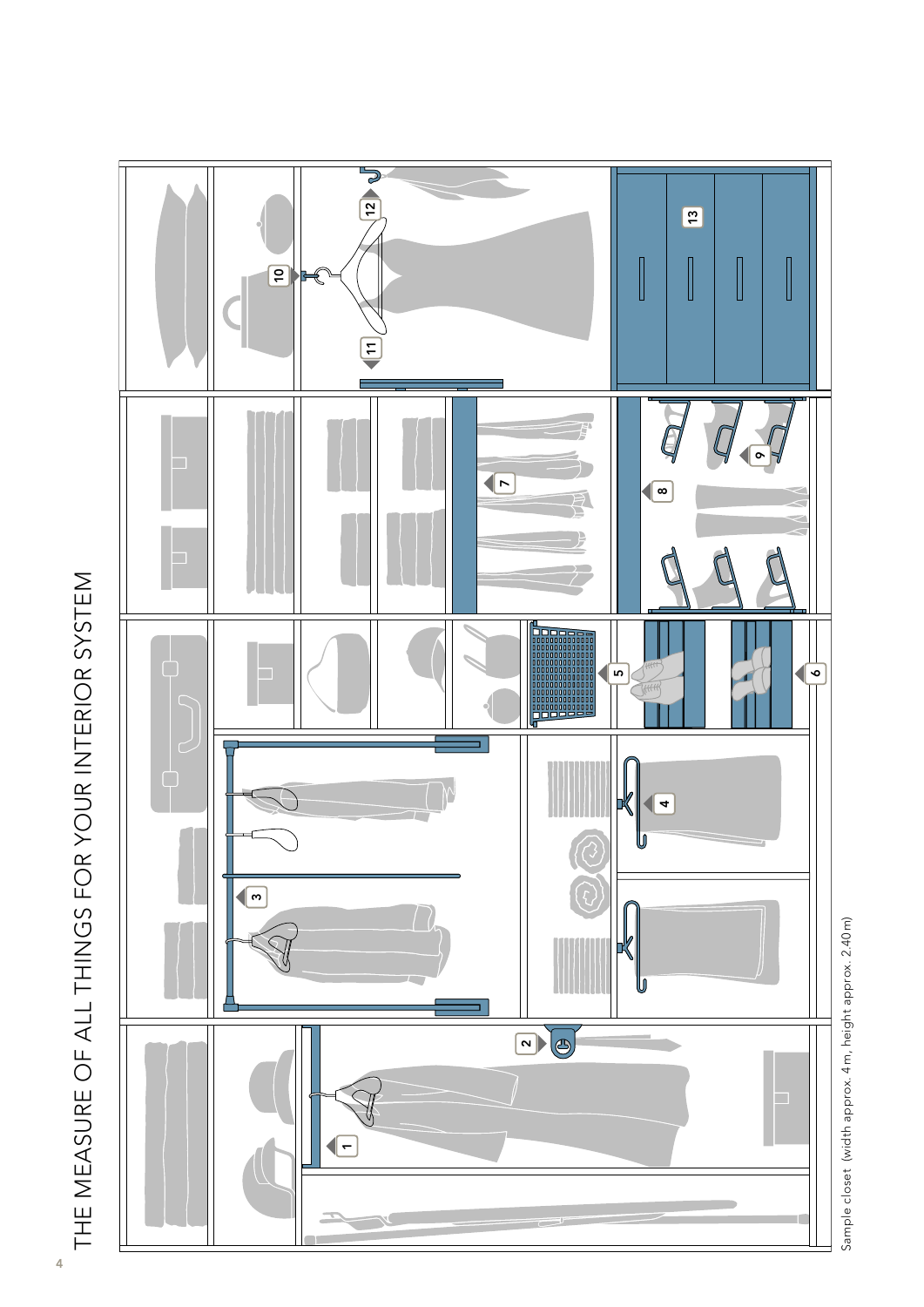# THE MEASURE OF ALL THINGS FOR YOUR INTERIOR SYSTEM

Sample closet (width approx. 4 m, height approx. 2.40 m)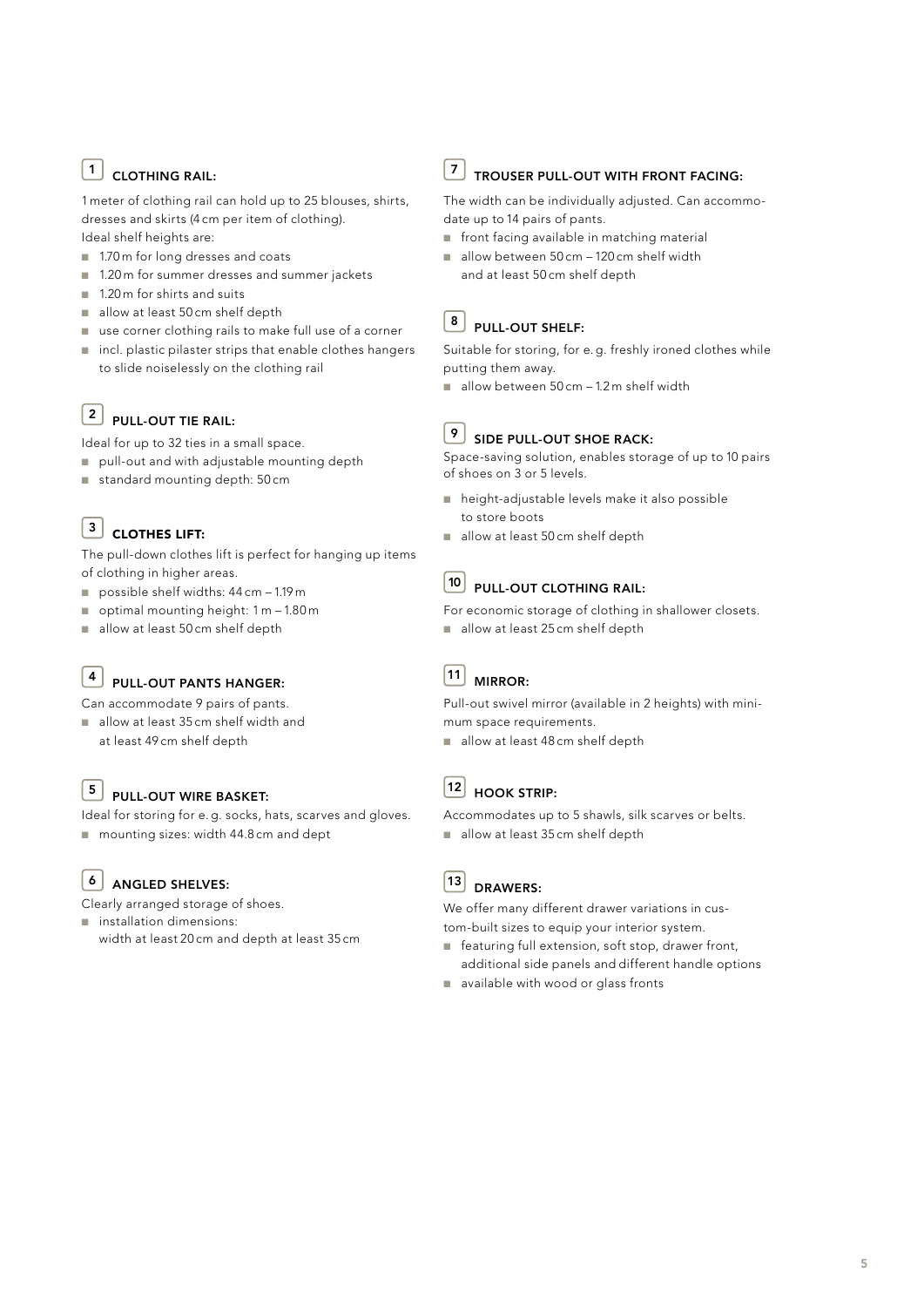### 1 CLOTHING RAIL:

1 meter of clothing rail can hold up to 25 blouses, shirts, dresses and skirts (4 cm per item of clothing).
Ideal shelf heights are:

- 1.70 m for long dresses and coats
- 1.20 m for summer dresses and summer jackets
- 1.20 m for shirts and suits
- allow at least 50 cm shelf depth
- use corner clothing rails to make full use of a corner
- incl. plastic pilaster strips that enable clothes hangers to slide noiselessly on the clothing rail

### 2 PULL-OUT TIE RAIL:

Ideal for up to 32 ties in a small space.

- pull-out and with adjustable mounting depth
- standard mounting depth: 50 cm

### 3 CLOTHES LIFT:

The pull-down clothes lift is perfect for hanging up items of clothing in higher areas.

- possible shelf widths: 44 cm – 1.19 m
- optimal mounting height: 1 m – 1.80 m
- allow at least 50 cm shelf depth

### 4 PULL-OUT PANTS HANGER:

Can accommodate 9 pairs of pants.

- allow at least 35 cm shelf width and at least 49 cm shelf depth

### 5 PULL-OUT WIRE BASKET:

Ideal for storing for e. g. socks, hats, scarves and gloves.

- mounting sizes: width 44.8 cm and dept

### 6 ANGLED SHELVES:

Clearly arranged storage of shoes.

- installation dimensions:
  width at least 20 cm and depth at least 35 cm

### 7 TROUSER PULL-OUT WITH FRONT FACING:

The width can be individually adjusted. Can accommodate up to 14 pairs of pants.

- front facing available in matching material
- allow between 50 cm – 120 cm shelf width and at least 50 cm shelf depth

### 8 PULL-OUT SHELF:

Suitable for storing, for e. g. freshly ironed clothes while putting them away.

- allow between 50 cm – 1.2 m shelf width

### 9 SIDE PULL-OUT SHOE RACK:

Space-saving solution, enables storage of up to 10 pairs of shoes on 3 or 5 levels.

- height-adjustable levels make it also possible to store boots
- allow at least 50 cm shelf depth

### 10 PULL-OUT CLOTHING RAIL:

For economic storage of clothing in shallower closets.

- allow at least 25 cm shelf depth

### 11 MIRROR:

Pull-out swivel mirror (available in 2 heights) with minimum space requirements.

- allow at least 48 cm shelf depth

### 12 HOOK STRIP:

Accommodates up to 5 shawls, silk scarves or belts.

- allow at least 35 cm shelf depth

### 13 DRAWERS:

We offer many different drawer variations in custom-built sizes to equip your interior system.

- featuring full extension, soft stop, drawer front, additional side panels and different handle options
- available with wood or glass fronts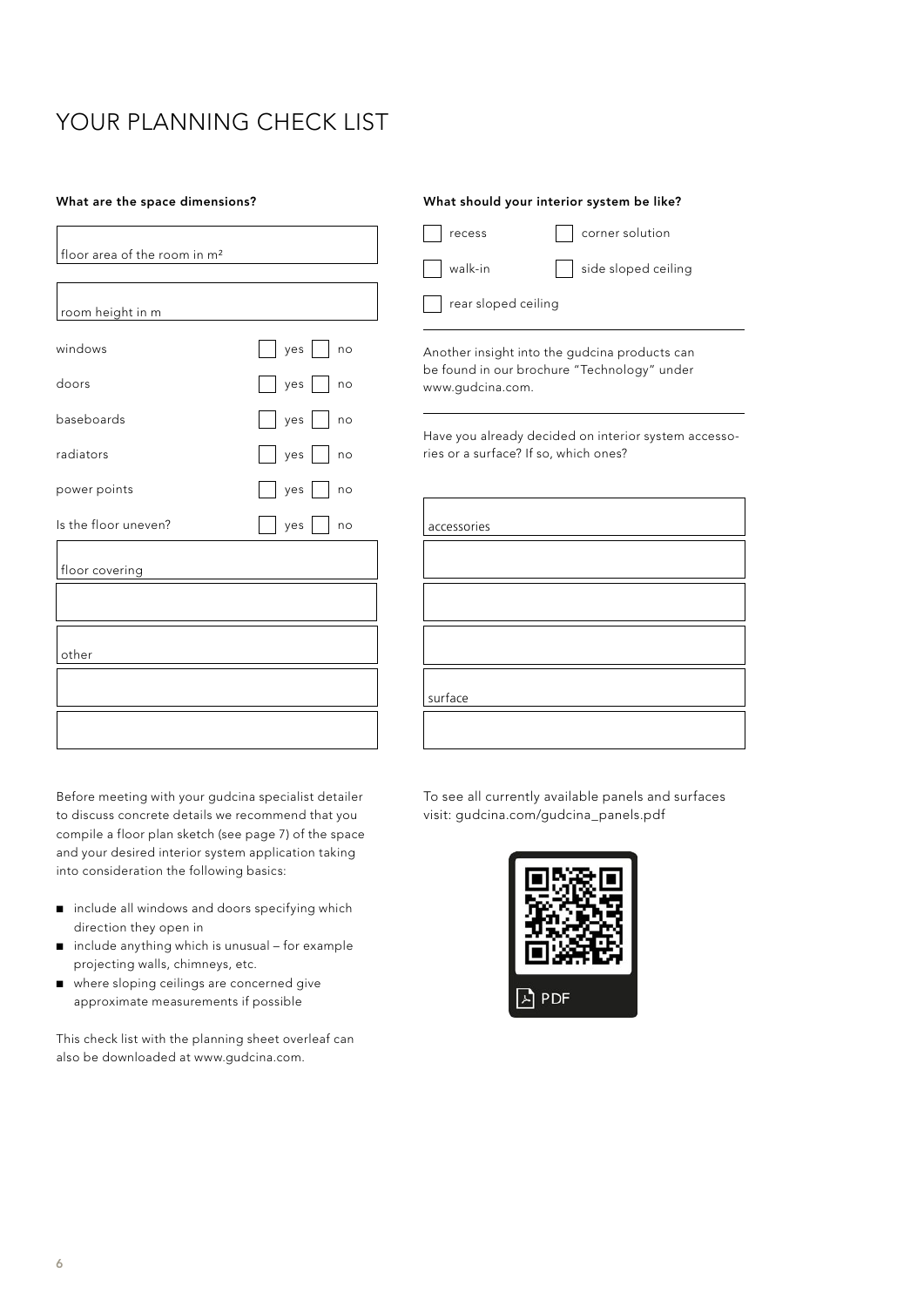# YOUR PLANNING CHECK LIST

**What are the space dimensions?**

floor area of the room in m²

room height in m

| | |
|---|---|
| windows | ☐ yes ☐ no |
| doors | ☐ yes ☐ no |
| baseboards | ☐ yes ☐ no |
| radiators | ☐ yes ☐ no |
| power points | ☐ yes ☐ no |
| Is the floor uneven? | ☐ yes ☐ no |

floor covering

other

**What should your interior system be like?**

- ☐ recess
- ☐ corner solution
- ☐ walk-in
- ☐ side sloped ceiling
- ☐ rear sloped ceiling

Another insight into the gudcina products can be found in our brochure "Technology" under www.gudcina.com.

Have you already decided on interior system accessories or a surface? If so, which ones?

accessories

surface

Before meeting with your gudcina specialist detailer to discuss concrete details we recommend that you compile a floor plan sketch (see page 7) of the space and your desired interior system application taking into consideration the following basics:

- include all windows and doors specifying which direction they open in
- include anything which is unusual – for example projecting walls, chimneys, etc.
- where sloping ceilings are concerned give approximate measurements if possible

This check list with the planning sheet overleaf can also be downloaded at www.gudcina.com.

To see all currently available panels and surfaces visit: gudcina.com/gudcina_panels.pdf

PDF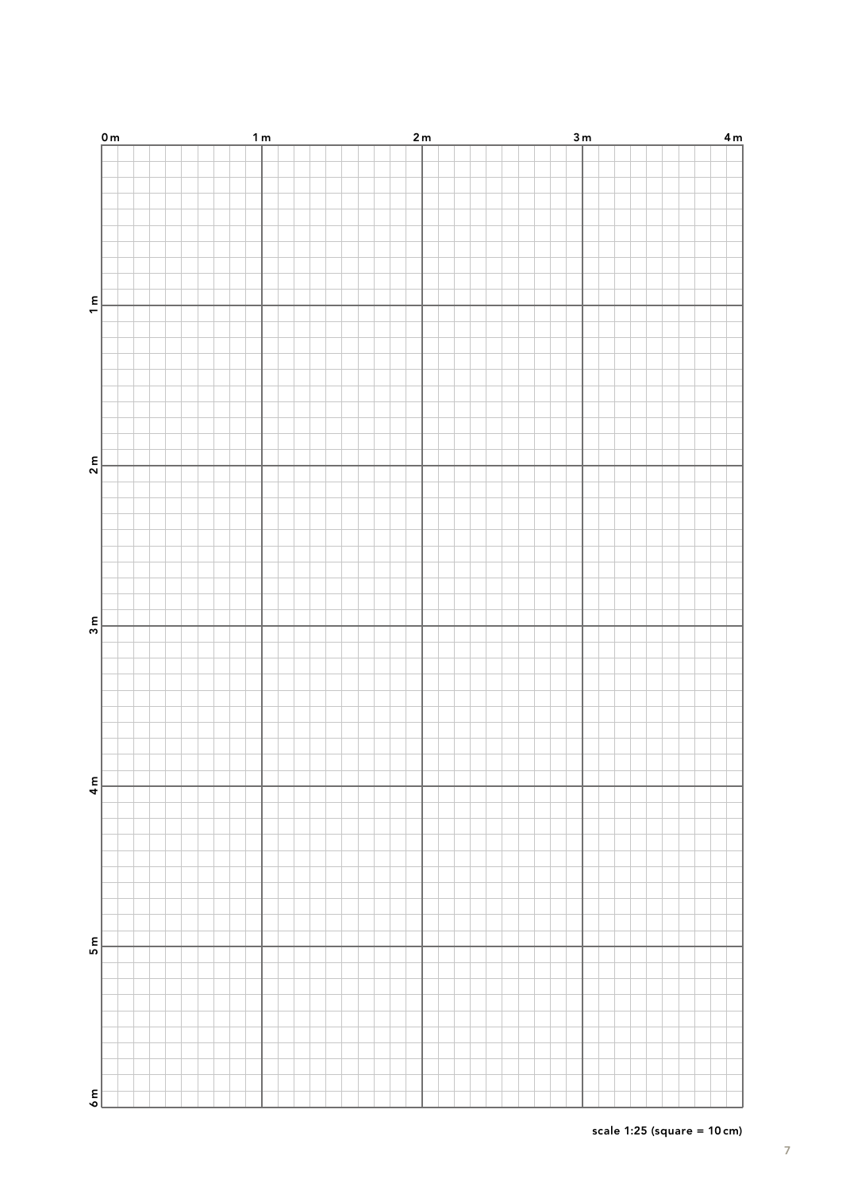0 m 1 m 2 m 3 m 4 m

1 m

2 m

3 m

4 m

5 m

6 m

scale 1:25 (square = 10 cm)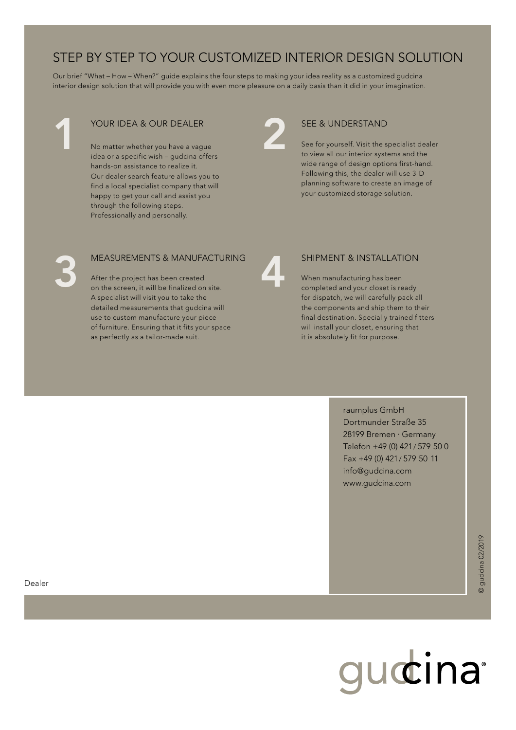# STEP BY STEP TO YOUR CUSTOMIZED INTERIOR DESIGN SOLUTION

Our brief "What – How – When?" guide explains the four steps to making your idea reality as a customized gudcina interior design solution that will provide you with even more pleasure on a daily basis than it did in your imagination.

## 1 YOUR IDEA & OUR DEALER

No matter whether you have a vague idea or a specific wish – gudcina offers hands-on assistance to realize it. Our dealer search feature allows you to find a local specialist company that will happy to get your call and assist you through the following steps. Professionally and personally.

## 2 SEE & UNDERSTAND

See for yourself. Visit the specialist dealer to view all our interior systems and the wide range of design options first-hand. Following this, the dealer will use 3-D planning software to create an image of your customized storage solution.

## 3 MEASUREMENTS & MANUFACTURING

After the project has been created on the screen, it will be finalized on site. A specialist will visit you to take the detailed measurements that gudcina will use to custom manufacture your piece of furniture. Ensuring that it fits your space as perfectly as a tailor-made suit.

## 4 SHIPMENT & INSTALLATION

When manufacturing has been completed and your closet is ready for dispatch, we will carefully pack all the components and ship them to their final destination. Specially trained fitters will install your closet, ensuring that it is absolutely fit for purpose.

raumplus GmbH
Dortmunder Straße 35
28199 Bremen · Germany
Telefon +49 (0) 421 / 579 50 0
Fax +49 (0) 421 / 579 50 11
info@gudcina.com
www.gudcina.com

Dealer

© gudcina 02/2019

gudcina®